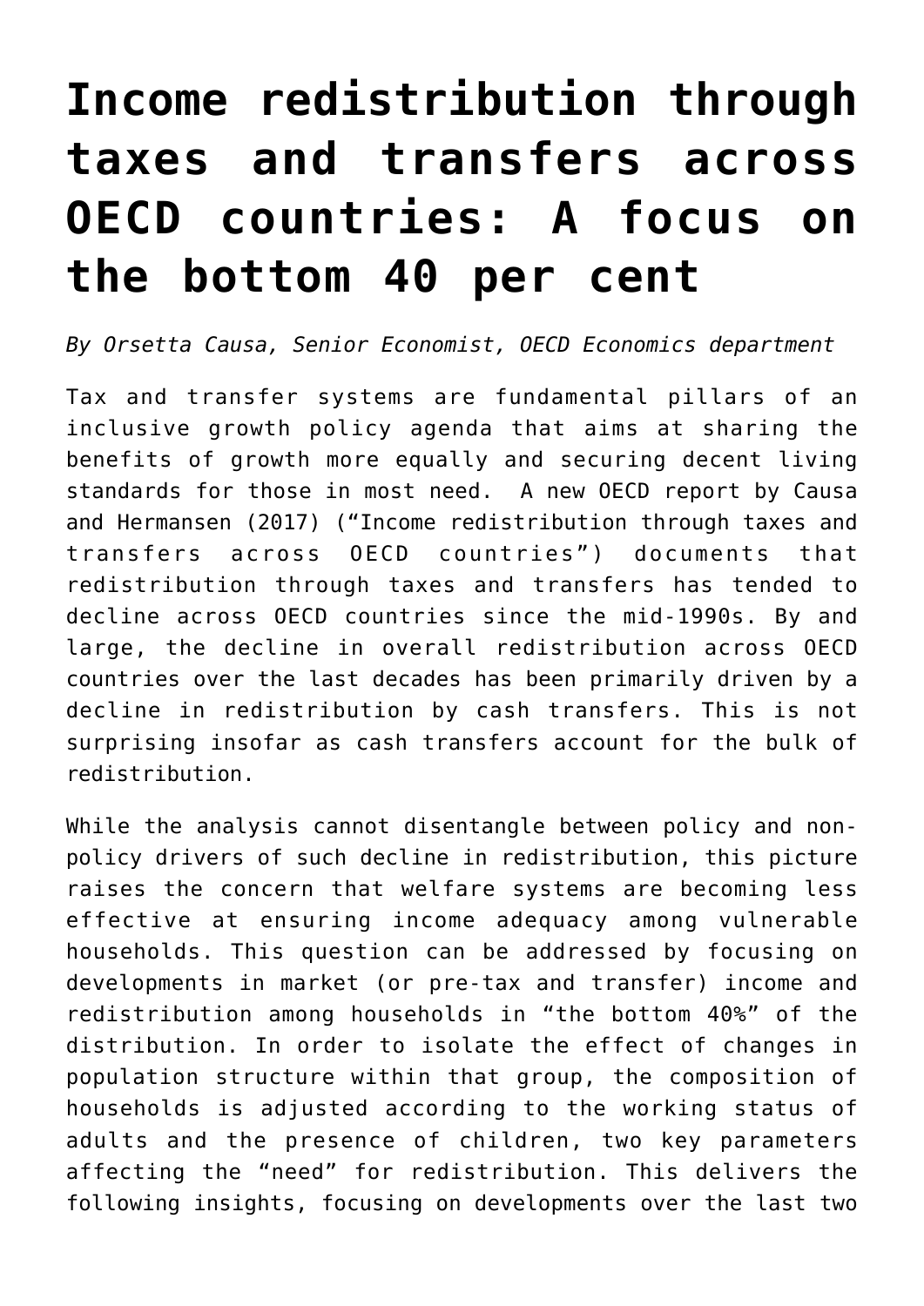# Income redistribution through taxes and transfers across OECD countries: A focus on the bottom 40 per cent

*By Orsetta Causa, Senior Economist, OECD Economics department*

Tax and transfer systems are fundamental pillars of an inclusive growth policy agenda that aims at sharing the benefits of growth more equally and securing decent living standards for those in most need. A new OECD report by Causa and Hermansen (2017) ("Income redistribution through taxes and transfers across OECD countries") documents that redistribution through taxes and transfers has tended to decline across OECD countries since the mid-1990s. By and large, the decline in overall redistribution across OECD countries over the last decades has been primarily driven by a decline in redistribution by cash transfers. This is not surprising insofar as cash transfers account for the bulk of redistribution.

While the analysis cannot disentangle between policy and non-policy drivers of such decline in redistribution, this picture raises the concern that welfare systems are becoming less effective at ensuring income adequacy among vulnerable households. This question can be addressed by focusing on developments in market (or pre-tax and transfer) income and redistribution among households in "the bottom 40%" of the distribution. In order to isolate the effect of changes in population structure within that group, the composition of households is adjusted according to the working status of adults and the presence of children, two key parameters affecting the "need" for redistribution. This delivers the following insights, focusing on developments over the last two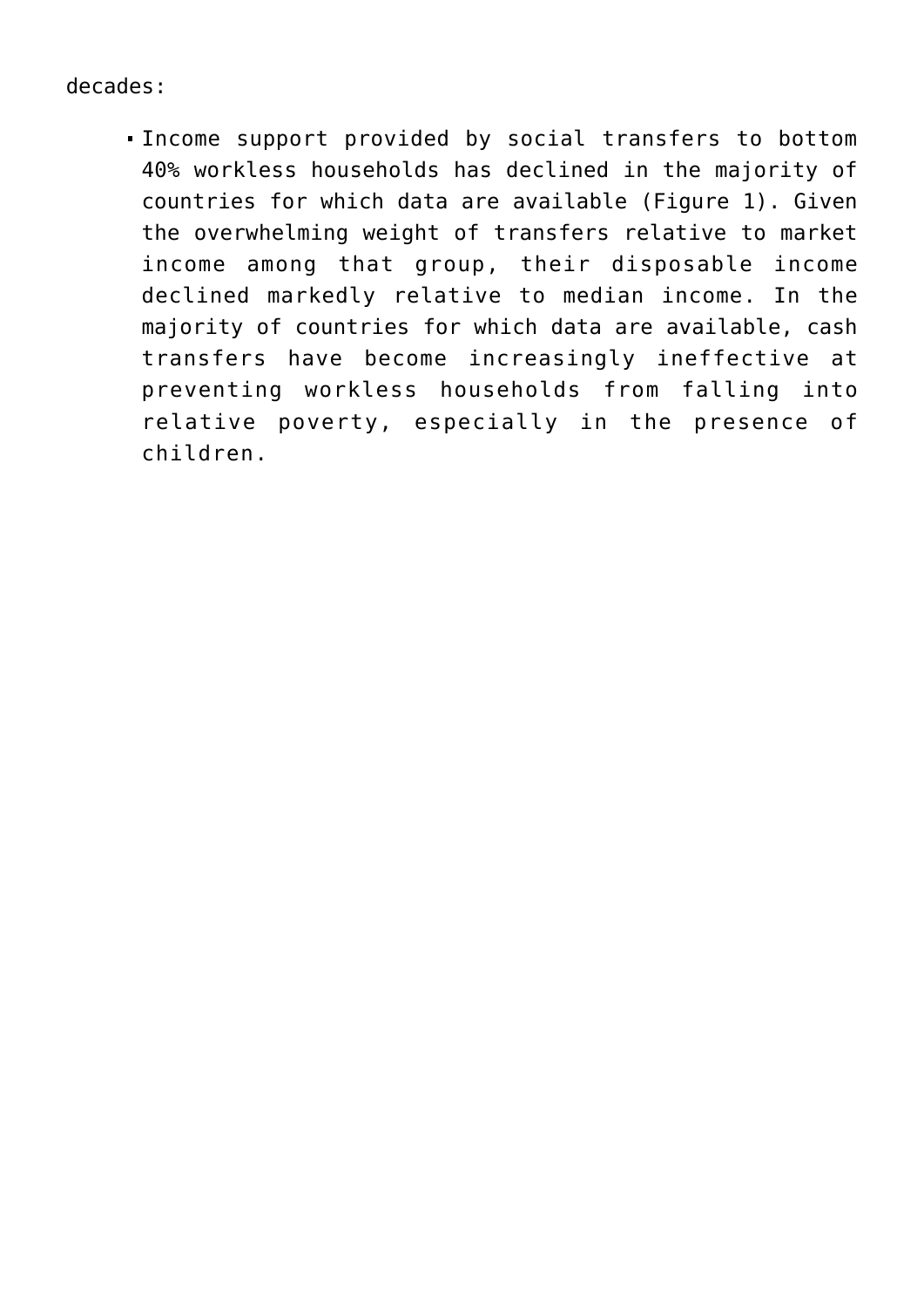decades:

- Income support provided by social transfers to bottom 40% workless households has declined in the majority of countries for which data are available (Figure 1). Given the overwhelming weight of transfers relative to market income among that group, their disposable income declined markedly relative to median income. In the majority of countries for which data are available, cash transfers have become increasingly ineffective at preventing workless households from falling into relative poverty, especially in the presence of children.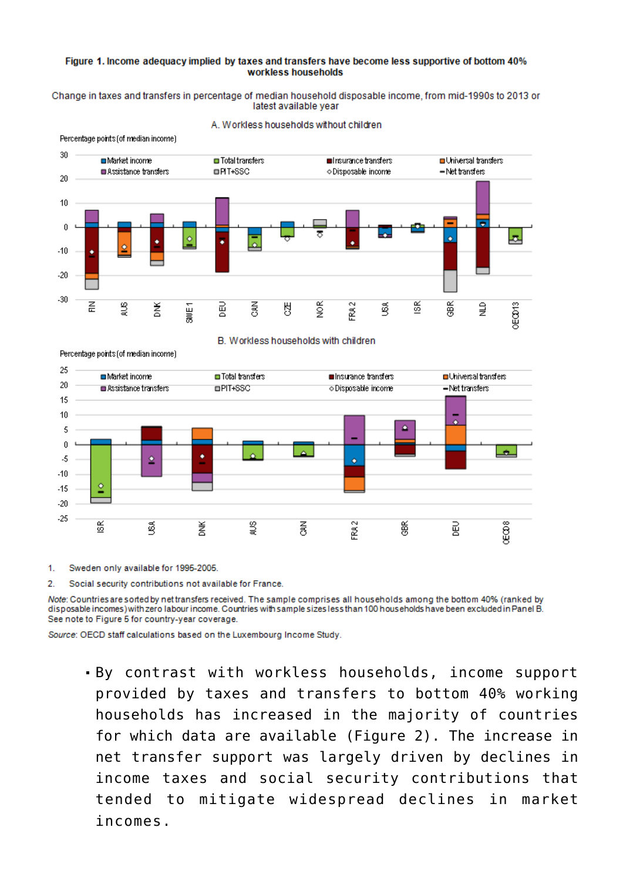**Figure 1. Income adequacy implied by taxes and transfers have become less supportive of bottom 40% workless households**

Change in taxes and transfers in percentage of median household disposable income, from mid-1990s to 2013 or latest available year

1. Sweden only available for 1995-2005.
2. Social security contributions not available for France.

*Note:* Countries are sorted by net transfers received. The sample comprises all households among the bottom 40% (ranked by disposable incomes) with zero labour income. Countries with sample sizes less than 100 households have been excluded in Panel B. See note to Figure 5 for country-year coverage.

*Source:* OECD staff calculations based on the Luxembourg Income Study.

- By contrast with workless households, income support provided by taxes and transfers to bottom 40% working households has increased in the majority of countries for which data are available (Figure 2). The increase in net transfer support was largely driven by declines in income taxes and social security contributions that tended to mitigate widespread declines in market incomes.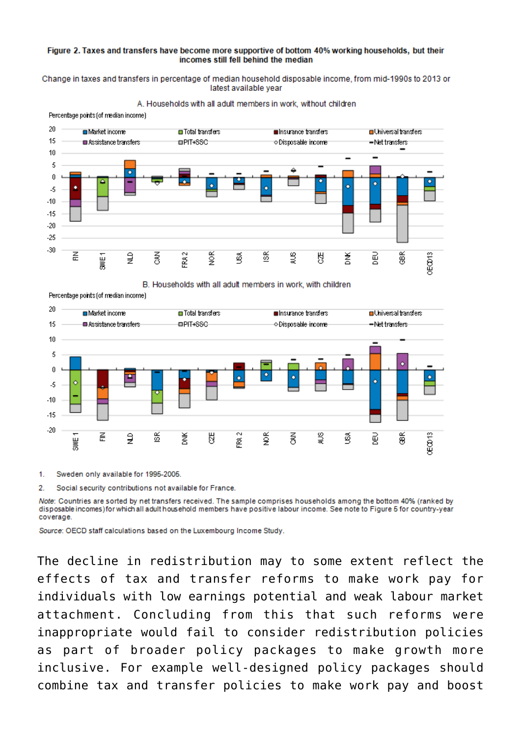**Figure 2. Taxes and transfers have become more supportive of bottom 40% working households, but their incomes still fell behind the median**

Change in taxes and transfers in percentage of median household disposable income, from mid-1990s to 2013 or latest available year

1. Sweden only available for 1995-2005.
2. Social security contributions not available for France.

*Note*: Countries are sorted by net transfers received. The sample comprises households among the bottom 40% (ranked by disposable incomes) for which all adult household members have positive labour income. See note to Figure 5 for country-year coverage.

*Source*: OECD staff calculations based on the Luxembourg Income Study.

The decline in redistribution may to some extent reflect the effects of tax and transfer reforms to make work pay for individuals with low earnings potential and weak labour market attachment. Concluding from this that such reforms were inappropriate would fail to consider redistribution policies as part of broader policy packages to make growth more inclusive. For example well-designed policy packages should combine tax and transfer policies to make work pay and boost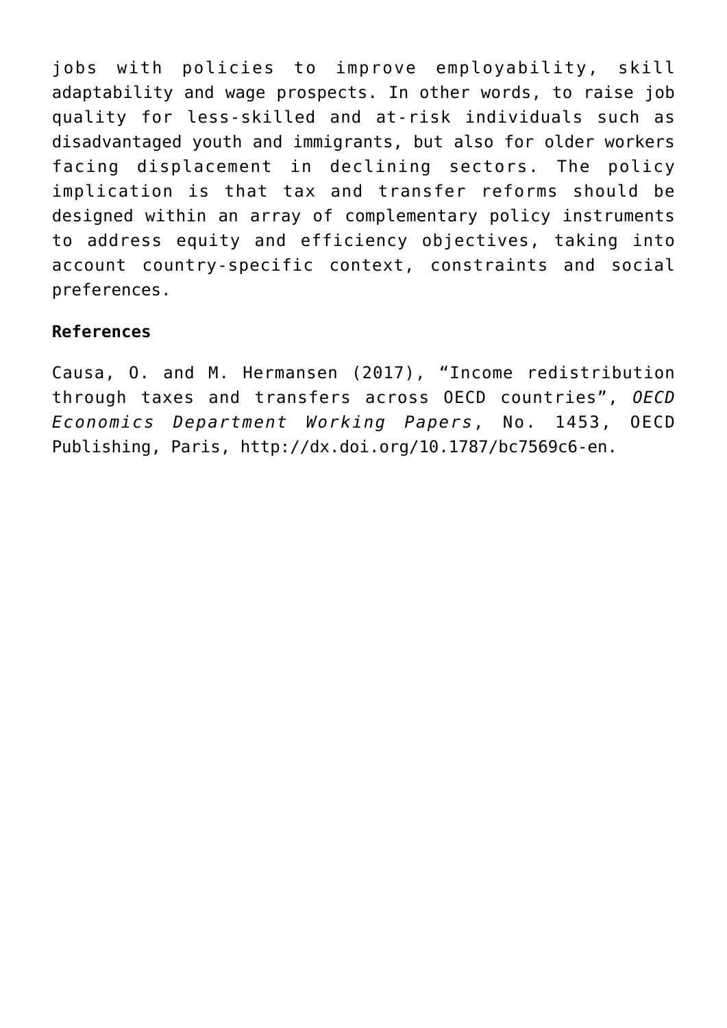jobs with policies to improve employability, skill adaptability and wage prospects. In other words, to raise job quality for less-skilled and at-risk individuals such as disadvantaged youth and immigrants, but also for older workers facing displacement in declining sectors. The policy implication is that tax and transfer reforms should be designed within an array of complementary policy instruments to address equity and efficiency objectives, taking into account country-specific context, constraints and social preferences.

**References**

Causa, O. and M. Hermansen (2017), "Income redistribution through taxes and transfers across OECD countries", *OECD Economics Department Working Papers*, No. 1453, OECD Publishing, Paris, http://dx.doi.org/10.1787/bc7569c6-en.